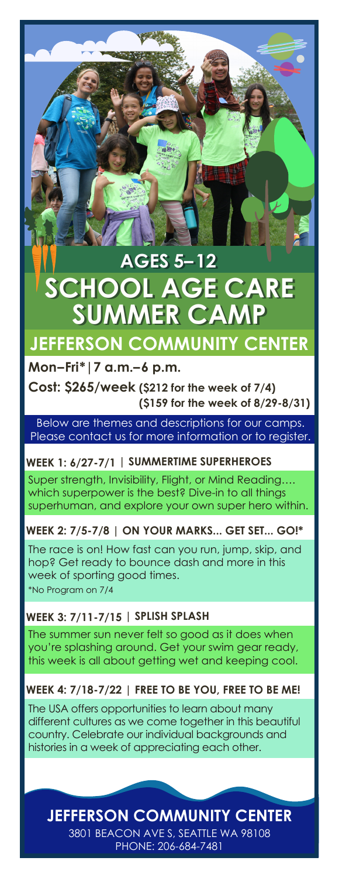## AGES 5–12

# SCHOOL AGE CARE SUMMER CAMP

## JEFFERSON COMMUNITY CENTER

**Mon–Fri*|7 a.m.–6 p.m.**

**Cost: $265/week (\$212 for the week of 7/4) (\$159 for the week of 8/29-8/31)**

Below are themes and descriptions for our camps. Please contact us for more information or to register.

### WEEK 1: 6/27-7/1 | SUMMERTIME SUPERHEROES

Super strength, Invisibility, Flight, or Mind Reading…. which superpower is the best? Dive-in to all things superhuman, and explore your own super hero within.

### WEEK 2: 7/5-7/8 | ON YOUR MARKS... GET SET... GO!*

The race is on! How fast can you run, jump, skip, and hop? Get ready to bounce dash and more in this week of sporting good times.

*No Program on 7/4

### WEEK 3: 7/11-7/15 | SPLISH SPLASH

The summer sun never felt so good as it does when you're splashing around. Get your swim gear ready, this week is all about getting wet and keeping cool.

### WEEK 4: 7/18-7/22 | FREE TO BE YOU, FREE TO BE ME!

The USA offers opportunities to learn about many different cultures as we come together in this beautiful country. Celebrate our individual backgrounds and histories in a week of appreciating each other.

**JEFFERSON COMMUNITY CENTER**

3801 BEACON AVE S, SEATTLE WA 98108

PHONE: 206-684-7481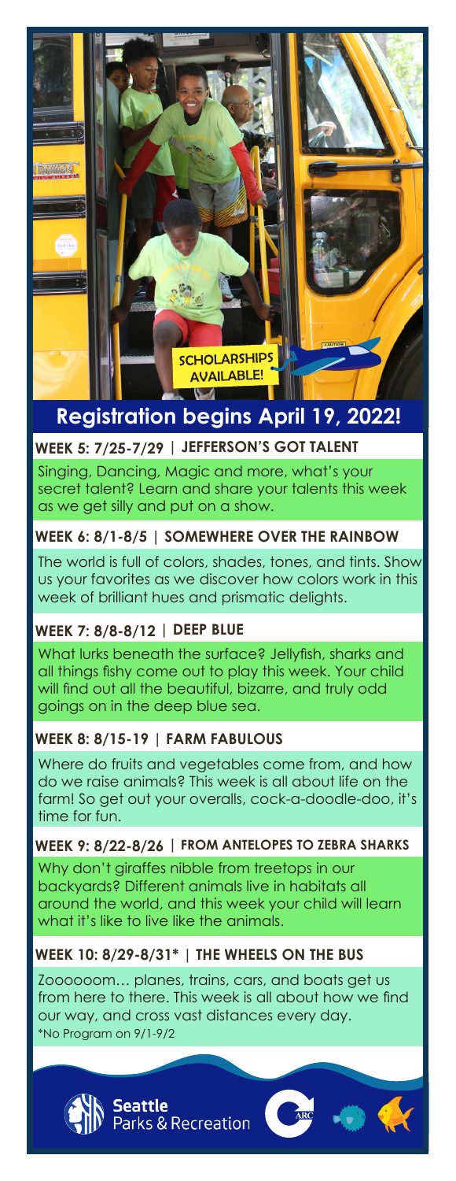SCHOLARSHIPS AVAILABLE!

## Registration begins April 19, 2022!

### WEEK 5: 7/25-7/29 | JEFFERSON'S GOT TALENT

Singing, Dancing, Magic and more, what's your secret talent? Learn and share your talents this week as we get silly and put on a show.

### WEEK 6: 8/1-8/5 | SOMEWHERE OVER THE RAINBOW

The world is full of colors, shades, tones, and tints. Show us your favorites as we discover how colors work in this week of brilliant hues and prismatic delights.

### WEEK 7: 8/8-8/12 | DEEP BLUE

What lurks beneath the surface? Jellyfish, sharks and all things fishy come out to play this week. Your child will find out all the beautiful, bizarre, and truly odd goings on in the deep blue sea.

### WEEK 8: 8/15-19 | FARM FABULOUS

Where do fruits and vegetables come from, and how do we raise animals? This week is all about life on the farm! So get out your overalls, cock-a-doodle-doo, it's time for fun.

### WEEK 9: 8/22-8/26 | FROM ANTELOPES TO ZEBRA SHARKS

Why don't giraffes nibble from treetops in our backyards? Different animals live in habitats all around the world, and this week your child will learn what it's like to live like the animals.

### WEEK 10: 8/29-8/31* | THE WHEELS ON THE BUS

Zoooooom… planes, trains, cars, and boats get us from here to there. This week is all about how we find our way, and cross vast distances every day.

*No Program on 9/1-9/2

Seattle Parks & Recreation